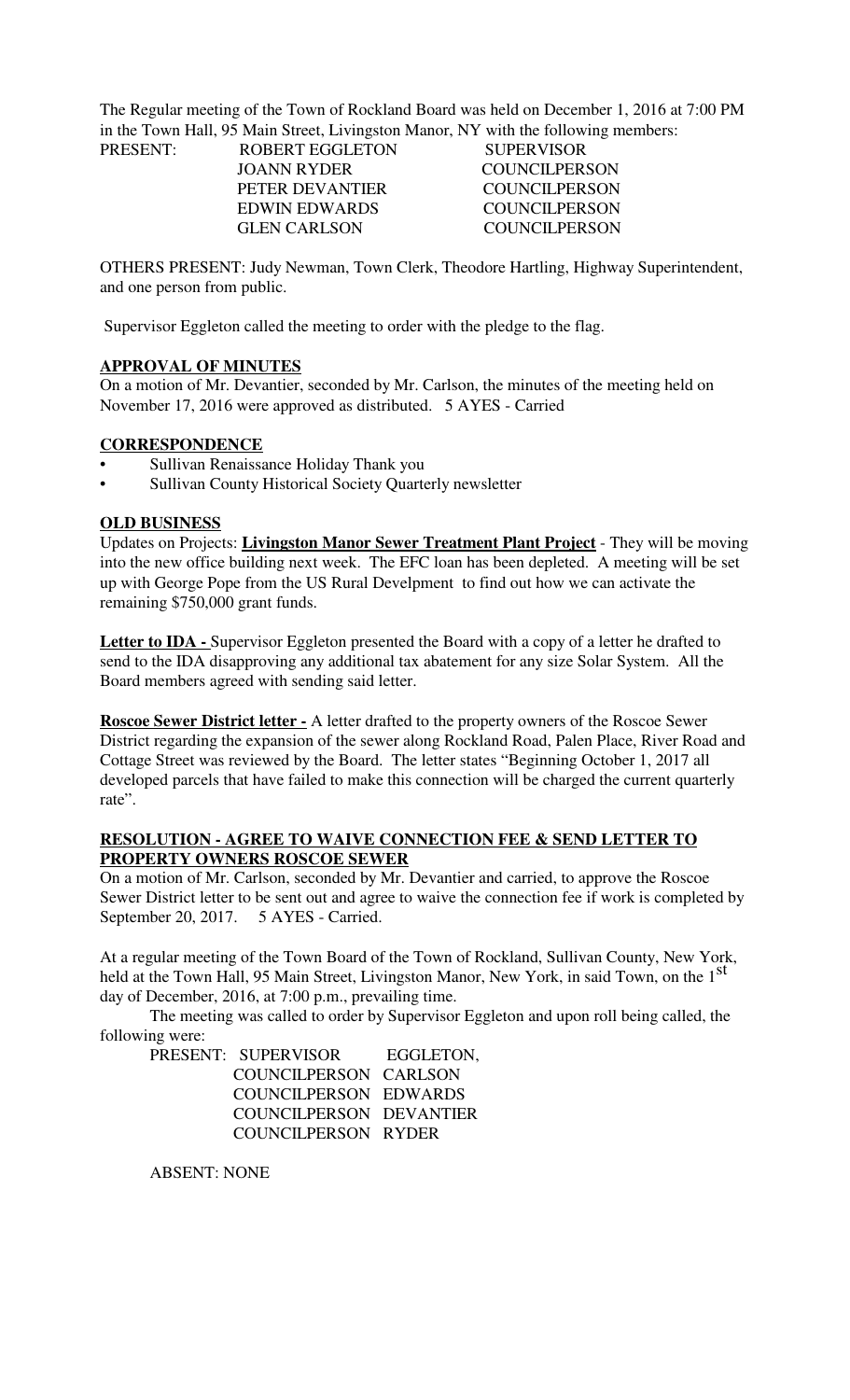The Regular meeting of the Town of Rockland Board was held on December 1, 2016 at 7:00 PM in the Town Hall, 95 Main Street, Livingston Manor, NY with the following members:

| PRESENT: | ROBERT EGGLETON | SUPERVISOR |
|---|---|---|
| | JOANN RYDER | COUNCILPERSON |
| | PETER DEVANTIER | COUNCILPERSON |
| | EDWIN EDWARDS | COUNCILPERSON |
| | GLEN CARLSON | COUNCILPERSON |

OTHERS PRESENT: Judy Newman, Town Clerk, Theodore Hartling, Highway Superintendent, and one person from public.

Supervisor Eggleton called the meeting to order with the pledge to the flag.

**APPROVAL OF MINUTES**

On a motion of Mr. Devantier, seconded by Mr. Carlson, the minutes of the meeting held on November 17, 2016 were approved as distributed. 5 AYES - Carried

**CORRESPONDENCE**

- Sullivan Renaissance Holiday Thank you
- Sullivan County Historical Society Quarterly newsletter

**OLD BUSINESS**

Updates on Projects: **Livingston Manor Sewer Treatment Plant Project** - They will be moving into the new office building next week. The EFC loan has been depleted. A meeting will be set up with George Pope from the US Rural Develpment to find out how we can activate the remaining $750,000 grant funds.

**Letter to IDA -** Supervisor Eggleton presented the Board with a copy of a letter he drafted to send to the IDA disapproving any additional tax abatement for any size Solar System. All the Board members agreed with sending said letter.

**Roscoe Sewer District letter -** A letter drafted to the property owners of the Roscoe Sewer District regarding the expansion of the sewer along Rockland Road, Palen Place, River Road and Cottage Street was reviewed by the Board. The letter states "Beginning October 1, 2017 all developed parcels that have failed to make this connection will be charged the current quarterly rate".

**RESOLUTION - AGREE TO WAIVE CONNECTION FEE & SEND LETTER TO PROPERTY OWNERS ROSCOE SEWER**

On a motion of Mr. Carlson, seconded by Mr. Devantier and carried, to approve the Roscoe Sewer District letter to be sent out and agree to waive the connection fee if work is completed by September 20, 2017. 5 AYES - Carried.

At a regular meeting of the Town Board of the Town of Rockland, Sullivan County, New York, held at the Town Hall, 95 Main Street, Livingston Manor, New York, in said Town, on the 1st day of December, 2016, at 7:00 p.m., prevailing time.

The meeting was called to order by Supervisor Eggleton and upon roll being called, the following were:

| PRESENT: | SUPERVISOR | EGGLETON, |
|---|---|---|
| | COUNCILPERSON | CARLSON |
| | COUNCILPERSON | EDWARDS |
| | COUNCILPERSON | DEVANTIER |
| | COUNCILPERSON | RYDER |

ABSENT: NONE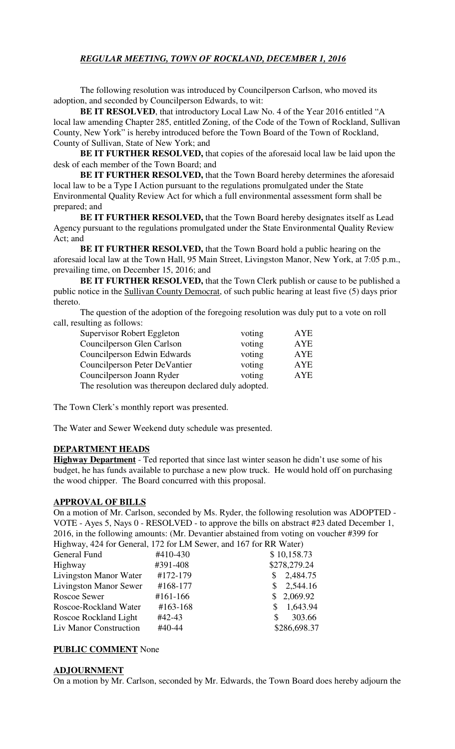## *REGULAR MEETING, TOWN OF ROCKLAND, DECEMBER 1, 2016*

The following resolution was introduced by Councilperson Carlson, who moved its adoption, and seconded by Councilperson Edwards, to wit:

**BE IT RESOLVED**, that introductory Local Law No. 4 of the Year 2016 entitled "A local law amending Chapter 285, entitled Zoning, of the Code of the Town of Rockland, Sullivan County, New York" is hereby introduced before the Town Board of the Town of Rockland, County of Sullivan, State of New York; and

**BE IT FURTHER RESOLVED,** that copies of the aforesaid local law be laid upon the desk of each member of the Town Board; and

**BE IT FURTHER RESOLVED,** that the Town Board hereby determines the aforesaid local law to be a Type I Action pursuant to the regulations promulgated under the State Environmental Quality Review Act for which a full environmental assessment form shall be prepared; and

**BE IT FURTHER RESOLVED,** that the Town Board hereby designates itself as Lead Agency pursuant to the regulations promulgated under the State Environmental Quality Review Act; and

**BE IT FURTHER RESOLVED,** that the Town Board hold a public hearing on the aforesaid local law at the Town Hall, 95 Main Street, Livingston Manor, New York, at 7:05 p.m., prevailing time, on December 15, 2016; and

**BE IT FURTHER RESOLVED,** that the Town Clerk publish or cause to be published a public notice in the Sullivan County Democrat, of such public hearing at least five (5) days prior thereto.

The question of the adoption of the foregoing resolution was duly put to a vote on roll call, resulting as follows:

| | | |
|---|---|---|
| Supervisor Robert Eggleton | voting | AYE |
| Councilperson Glen Carlson | voting | AYE |
| Councilperson Edwin Edwards | voting | AYE |
| Councilperson Peter DeVantier | voting | AYE |
| Councilperson Joann Ryder | voting | AYE |

The resolution was thereupon declared duly adopted.

The Town Clerk's monthly report was presented.

The Water and Sewer Weekend duty schedule was presented.

## DEPARTMENT HEADS

**Highway Department** - Ted reported that since last winter season he didn't use some of his budget, he has funds available to purchase a new plow truck. He would hold off on purchasing the wood chipper. The Board concurred with this proposal.

## APPROVAL OF BILLS

On a motion of Mr. Carlson, seconded by Ms. Ryder, the following resolution was ADOPTED - VOTE - Ayes 5, Nays 0 - RESOLVED - to approve the bills on abstract #23 dated December 1, 2016, in the following amounts: (Mr. Devantier abstained from voting on voucher #399 for Highway, 424 for General, 172 for LM Sewer, and 167 for RR Water)

| | | |
|---|---|---|
| General Fund | #410-430 | $ 10,158.73 |
| Highway | #391-408 | $278,279.24 |
| Livingston Manor Water | #172-179 | $ 2,484.75 |
| Livingston Manor Sewer | #168-177 | $ 2,544.16 |
| Roscoe Sewer | #161-166 | $ 2,069.92 |
| Roscoe-Rockland Water | #163-168 | $ 1,643.94 |
| Roscoe Rockland Light | #42-43 | $ 303.66 |
| Liv Manor Construction | #40-44 | $286,698.37 |

## PUBLIC COMMENT None

## ADJOURNMENT

On a motion by Mr. Carlson, seconded by Mr. Edwards, the Town Board does hereby adjourn the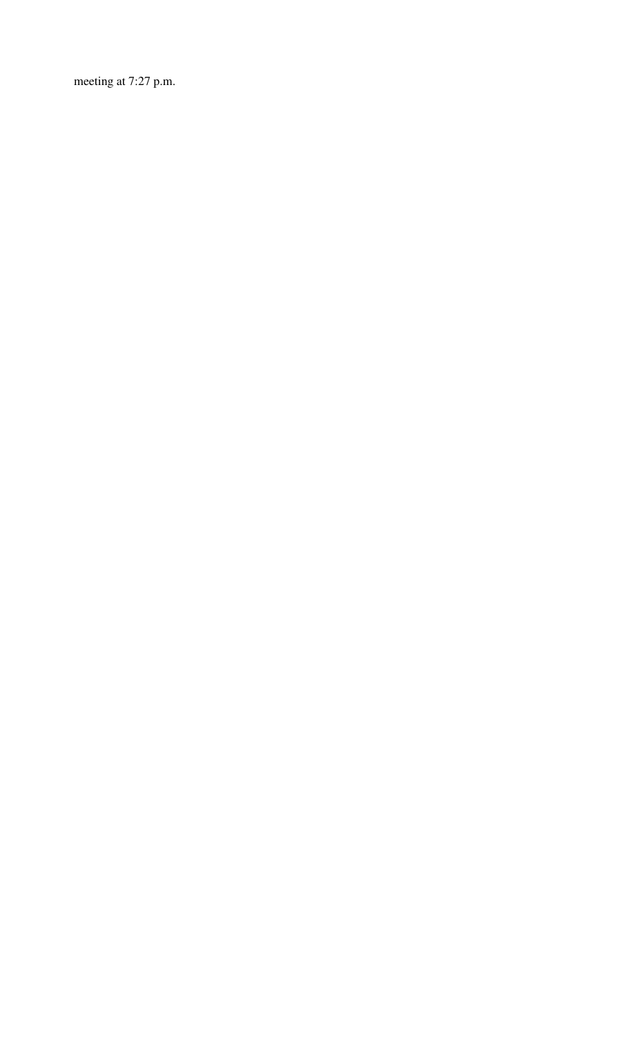meeting at 7:27 p.m.